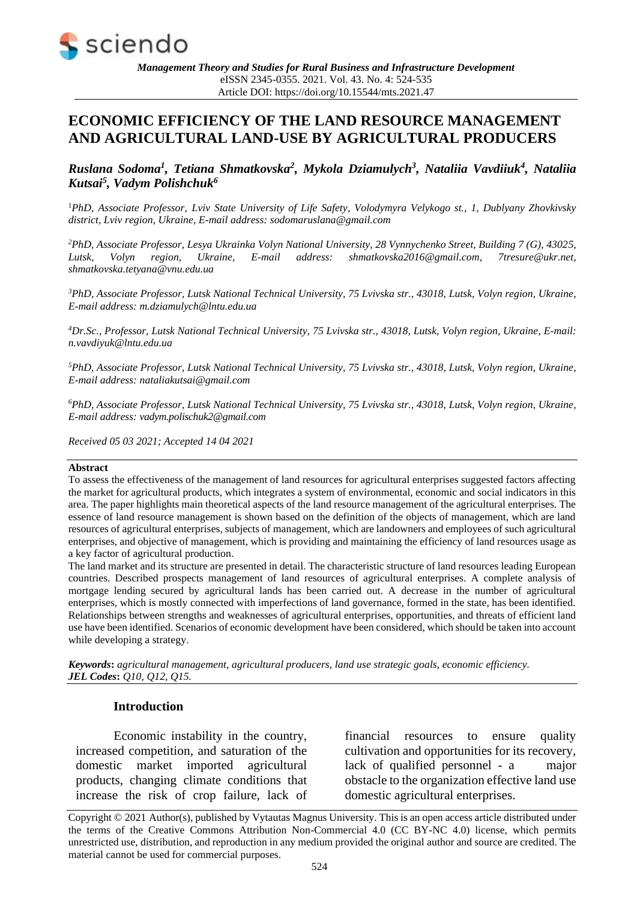*Management Theory and Studies for Rural Business and Infrastructure Development*
eISSN 2345-0355. 2021. Vol. 43. No. 4: 524-535
Article DOI: https://doi.org/10.15544/mts.2021.47

# ECONOMIC EFFICIENCY OF THE LAND RESOURCE MANAGEMENT AND AGRICULTURAL LAND-USE BY AGRICULTURAL PRODUCERS

***Ruslana Sodoma[1], Tetiana Shmatkovska[2], Mykola Dziamulych[3], Nataliia Vavdiiuk[4], Nataliia Kutsai[5], Vadym Polishchuk[6]***

[1]*PhD, Associate Professor, Lviv State University of Life Safety, Volodymyra Velykogo st., 1, Dublyany Zhovkivsky district, Lviv region, Ukraine, E-mail address: sodomaruslana@gmail.com*

[2]*PhD, Associate Professor, Lesya Ukrainka Volyn National University, 28 Vynnychenko Street, Building 7 (G), 43025, Lutsk, Volyn region, Ukraine, E-mail address: shmatkovska2016@gmail.com, 7tresure@ukr.net, shmatkovska.tetyana@vnu.edu.ua*

[3]*PhD, Associate Professor, Lutsk National Technical University, 75 Lvivska str., 43018, Lutsk, Volyn region, Ukraine, E-mail address: m.dziamulych@lntu.edu.ua*

[4]*Dr.Sc., Professor, Lutsk National Technical University, 75 Lvivska str., 43018, Lutsk, Volyn region, Ukraine, E-mail: n.vavdiyuk@lntu.edu.ua*

[5]*PhD, Associate Professor, Lutsk National Technical University, 75 Lvivska str., 43018, Lutsk, Volyn region, Ukraine, E-mail address: nataliakutsai@gmail.com*

[6]*PhD, Associate Professor, Lutsk National Technical University, 75 Lvivska str., 43018, Lutsk, Volyn region, Ukraine, E-mail address: vadym.polischuk2@gmail.com*

*Received 05 03 2021; Accepted 14 04 2021*

**Abstract**

To assess the effectiveness of the management of land resources for agricultural enterprises suggested factors affecting the market for agricultural products, which integrates a system of environmental, economic and social indicators in this area. The paper highlights main theoretical aspects of the land resource management of the agricultural enterprises. The essence of land resource management is shown based on the definition of the objects of management, which are land resources of agricultural enterprises, subjects of management, which are landowners and employees of such agricultural enterprises, and objective of management, which is providing and maintaining the efficiency of land resources usage as a key factor of agricultural production.

The land market and its structure are presented in detail. The characteristic structure of land resources leading European countries. Described prospects management of land resources of agricultural enterprises. A complete analysis of mortgage lending secured by agricultural lands has been carried out. A decrease in the number of agricultural enterprises, which is mostly connected with imperfections of land governance, formed in the state, has been identified. Relationships between strengths and weaknesses of agricultural enterprises, opportunities, and threats of efficient land use have been identified. Scenarios of economic development have been considered, which should be taken into account while developing a strategy.

***Keywords*:** *agricultural management, agricultural producers, land use strategic goals, economic efficiency.*
***JEL Codes*:** *Q10, Q12, Q15.*

## Introduction

Economic instability in the country, increased competition, and saturation of the domestic market imported agricultural products, changing climate conditions that increase the risk of crop failure, lack of financial resources to ensure quality cultivation and opportunities for its recovery, lack of qualified personnel - a major obstacle to the organization effective land use domestic agricultural enterprises.

Copyright © 2021 Author(s), published by Vytautas Magnus University. This is an open access article distributed under the terms of the Creative Commons Attribution Non-Commercial 4.0 (CC BY-NC 4.0) license, which permits unrestricted use, distribution, and reproduction in any medium provided the original author and source are credited. The material cannot be used for commercial purposes.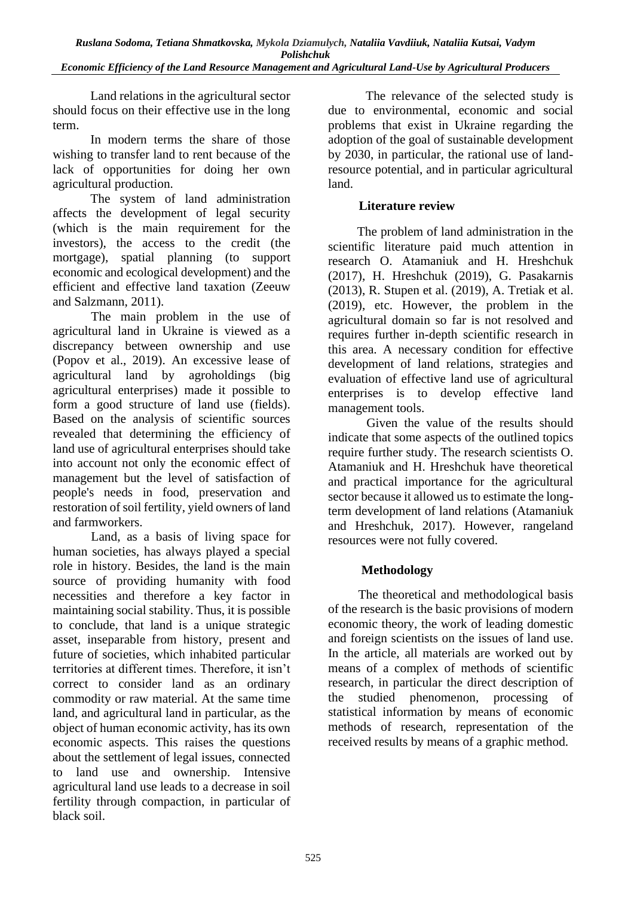Land relations in the agricultural sector should focus on their effective use in the long term.

In modern terms the share of those wishing to transfer land to rent because of the lack of opportunities for doing her own agricultural production.

The system of land administration affects the development of legal security (which is the main requirement for the investors), the access to the credit (the mortgage), spatial planning (to support economic and ecological development) and the efficient and effective land taxation (Zeeuw and Salzmann, 2011).

The main problem in the use of agricultural land in Ukraine is viewed as a discrepancy between ownership and use (Popov et al., 2019). An excessive lease of agricultural land by agroholdings (big agricultural enterprises) made it possible to form a good structure of land use (fields). Based on the analysis of scientific sources revealed that determining the efficiency of land use of agricultural enterprises should take into account not only the economic effect of management but the level of satisfaction of people's needs in food, preservation and restoration of soil fertility, yield owners of land and farmworkers.

Land, as a basis of living space for human societies, has always played a special role in history. Besides, the land is the main source of providing humanity with food necessities and therefore a key factor in maintaining social stability. Thus, it is possible to conclude, that land is a unique strategic asset, inseparable from history, present and future of societies, which inhabited particular territories at different times. Therefore, it isn't correct to consider land as an ordinary commodity or raw material. At the same time land, and agricultural land in particular, as the object of human economic activity, has its own economic aspects. This raises the questions about the settlement of legal issues, connected to land use and ownership. Intensive agricultural land use leads to a decrease in soil fertility through compaction, in particular of black soil.

The relevance of the selected study is due to environmental, economic and social problems that exist in Ukraine regarding the adoption of the goal of sustainable development by 2030, in particular, the rational use of land-resource potential, and in particular agricultural land.

## Literature review

The problem of land administration in the scientific literature paid much attention in research O. Atamaniuk and H. Hreshchuk (2017), H. Hreshchuk (2019), G. Pasakarnis (2013), R. Stupen et al. (2019), A. Tretiak et al. (2019), etc. However, the problem in the agricultural domain so far is not resolved and requires further in-depth scientific research in this area. A necessary condition for effective development of land relations, strategies and evaluation of effective land use of agricultural enterprises is to develop effective land management tools.

Given the value of the results should indicate that some aspects of the outlined topics require further study. The research scientists O. Atamaniuk and H. Hreshchuk have theoretical and practical importance for the agricultural sector because it allowed us to estimate the long-term development of land relations (Atamaniuk and Hreshchuk, 2017). However, rangeland resources were not fully covered.

## Methodology

The theoretical and methodological basis of the research is the basic provisions of modern economic theory, the work of leading domestic and foreign scientists on the issues of land use. In the article, all materials are worked out by means of a complex of methods of scientific research, in particular the direct description of the studied phenomenon, processing of statistical information by means of economic methods of research, representation of the received results by means of a graphic method.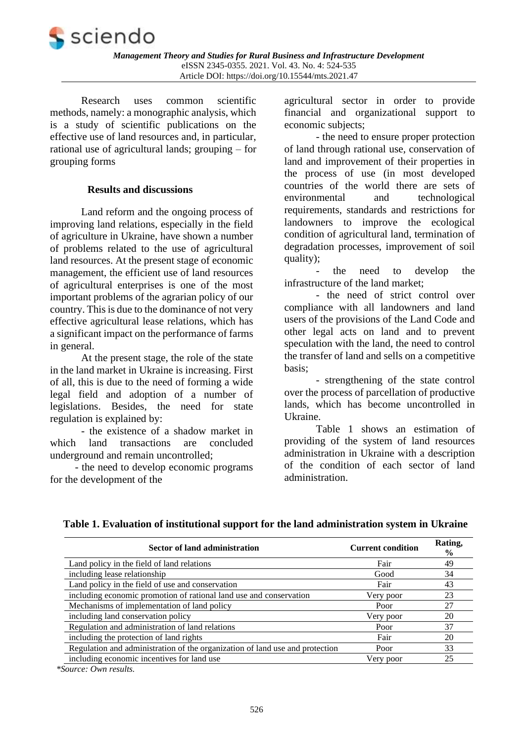Research uses common scientific methods, namely: a monographic analysis, which is a study of scientific publications on the effective use of land resources and, in particular, rational use of agricultural lands; grouping – for grouping forms

## Results and discussions

Land reform and the ongoing process of improving land relations, especially in the field of agriculture in Ukraine, have shown a number of problems related to the use of agricultural land resources. At the present stage of economic management, the efficient use of land resources of agricultural enterprises is one of the most important problems of the agrarian policy of our country. This is due to the dominance of not very effective agricultural lease relations, which has a significant impact on the performance of farms in general.

At the present stage, the role of the state in the land market in Ukraine is increasing. First of all, this is due to the need of forming a wide legal field and adoption of a number of legislations. Besides, the need for state regulation is explained by:

- the existence of a shadow market in which land transactions are concluded underground and remain uncontrolled;
- the need to develop economic programs for the development of the agricultural sector in order to provide financial and organizational support to economic subjects;
- the need to ensure proper protection of land through rational use, conservation of land and improvement of their properties in the process of use (in most developed countries of the world there are sets of environmental and technological requirements, standards and restrictions for landowners to improve the ecological condition of agricultural land, termination of degradation processes, improvement of soil quality);
- the need to develop the infrastructure of the land market;
- the need of strict control over compliance with all landowners and land users of the provisions of the Land Code and other legal acts on land and to prevent speculation with the land, the need to control the transfer of land and sells on a competitive basis;
- strengthening of the state control over the process of parcellation of productive lands, which has become uncontrolled in Ukraine.

Table 1 shows an estimation of providing of the system of land resources administration in Ukraine with a description of the condition of each sector of land administration.

**Table 1. Evaluation of institutional support for the land administration system in Ukraine**

| Sector of land administration | Current condition | Rating, % |
|---|---|---|
| Land policy in the field of land relations | Fair | 49 |
| including lease relationship | Good | 34 |
| Land policy in the field of use and conservation | Fair | 43 |
| including economic promotion of rational land use and conservation | Very poor | 23 |
| Mechanisms of implementation of land policy | Poor | 27 |
| including land conservation policy | Very poor | 20 |
| Regulation and administration of land relations | Poor | 37 |
| including the protection of land rights | Fair | 20 |
| Regulation and administration of the organization of land use and protection | Poor | 33 |
| including economic incentives for land use | Very poor | 25 |

*\*Source: Own results.*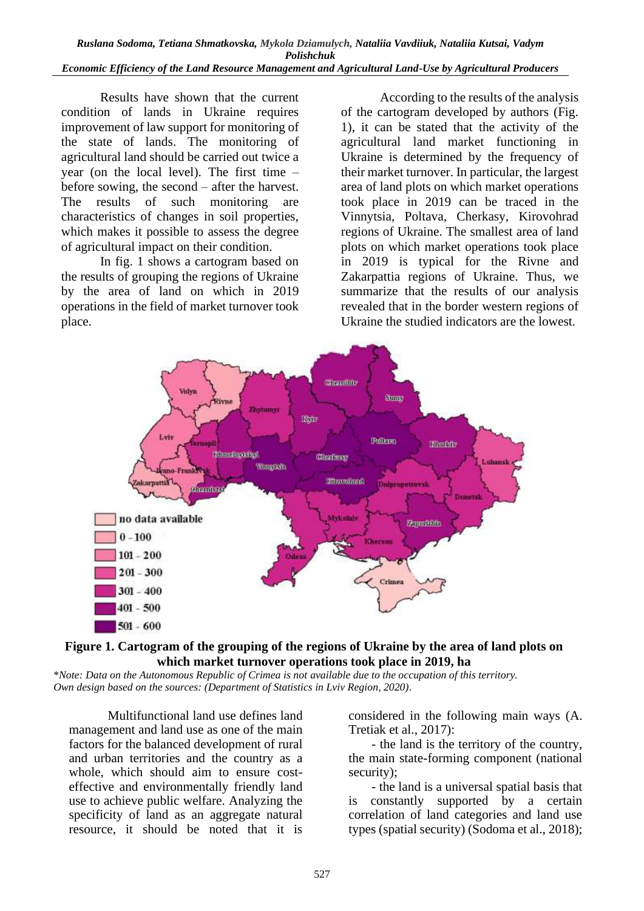Results have shown that the current condition of lands in Ukraine requires improvement of law support for monitoring of the state of lands. The monitoring of agricultural land should be carried out twice a year (on the local level). The first time – before sowing, the second – after the harvest. The results of such monitoring are characteristics of changes in soil properties, which makes it possible to assess the degree of agricultural impact on their condition.

In fig. 1 shows a cartogram based on the results of grouping the regions of Ukraine by the area of land on which in 2019 operations in the field of market turnover took place.

According to the results of the analysis of the cartogram developed by authors (Fig. 1), it can be stated that the activity of the agricultural land market functioning in Ukraine is determined by the frequency of their market turnover. In particular, the largest area of land plots on which market operations took place in 2019 can be traced in the Vinnytsia, Poltava, Cherkasy, Kirovohrad regions of Ukraine. The smallest area of land plots on which market operations took place in 2019 is typical for the Rivne and Zakarpattia regions of Ukraine. Thus, we summarize that the results of our analysis revealed that in the border western regions of Ukraine the studied indicators are the lowest.

Volyn
Rivne
Zhytomyr
Chernihiv
Sumy
Kyiv
Lviv
Ternopil
Khmelnytskyi
Poltava
Kharkiv
Vinnytsia
Cherkasy
Luhansk
Ivano-Frankivsk
Zakarpattia
Chernivtsi
Kirovohrad
Dnipropetrovsk
Donetsk
Mykolaiv
Zaporizhia
Kherson
Odesa
Crimea

no data available
0 - 100
101 - 200
201 - 300
301 - 400
401 - 500
501 - 600

**Figure 1. Cartogram of the grouping of the regions of Ukraine by the area of land plots on which market turnover operations took place in 2019, ha**

*\*Note: Data on the Autonomous Republic of Crimea is not available due to the occupation of this territory. Own design based on the sources: (Department of Statistics in Lviv Region, 2020).*

Multifunctional land use defines land management and land use as one of the main factors for the balanced development of rural and urban territories and the country as a whole, which should aim to ensure cost-effective and environmentally friendly land use to achieve public welfare. Analyzing the specificity of land as an aggregate natural resource, it should be noted that it is considered in the following main ways (A. Tretiak et al., 2017):

- the land is the territory of the country, the main state-forming component (national security);

- the land is a universal spatial basis that is constantly supported by a certain correlation of land categories and land use types (spatial security) (Sodoma et al., 2018);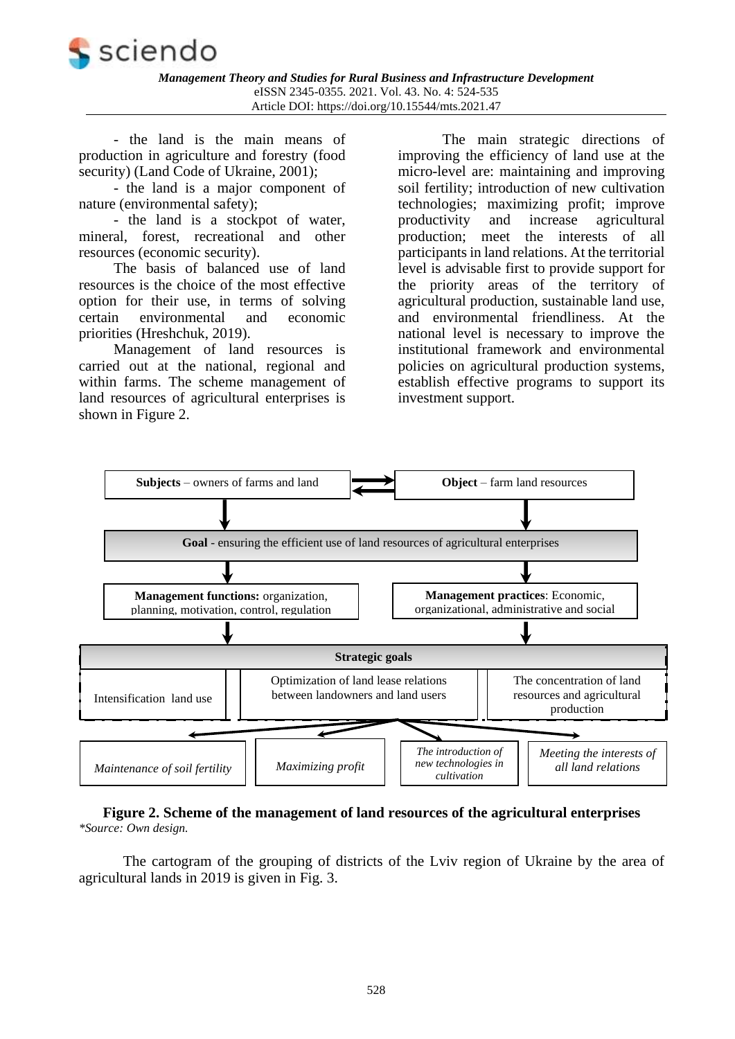- the land is the main means of production in agriculture and forestry (food security) (Land Code of Ukraine, 2001);

- the land is a major component of nature (environmental safety);

- the land is a stockpot of water, mineral, forest, recreational and other resources (economic security).

The basis of balanced use of land resources is the choice of the most effective option for their use, in terms of solving certain environmental and economic priorities (Hreshchuk, 2019).

Management of land resources is carried out at the national, regional and within farms. The scheme management of land resources of agricultural enterprises is shown in Figure 2.

The main strategic directions of improving the efficiency of land use at the micro-level are: maintaining and improving soil fertility; introduction of new cultivation technologies; maximizing profit; improve productivity and increase agricultural production; meet the interests of all participants in land relations. At the territorial level is advisable first to provide support for the priority areas of the territory of agricultural production, sustainable land use, and environmental friendliness. At the national level is necessary to improve the institutional framework and environmental policies on agricultural production systems, establish effective programs to support its investment support.

**Subjects** – owners of farms and land

**Object** – farm land resources

**Goal** - ensuring the efficient use of land resources of agricultural enterprises

**Management functions:** organization, planning, motivation, control, regulation

**Management practices**: Economic, organizational, administrative and social

**Strategic goals**

Intensification land use

Optimization of land lease relations between landowners and land users

The concentration of land resources and agricultural production

*Maintenance of soil fertility*

*Maximizing profit*

*The introduction of new technologies in cultivation*

*Meeting the interests of all land relations*

**Figure 2. Scheme of the management of land resources of the agricultural enterprises**

*\*Source: Own design.*

The cartogram of the grouping of districts of the Lviv region of Ukraine by the area of agricultural lands in 2019 is given in Fig. 3.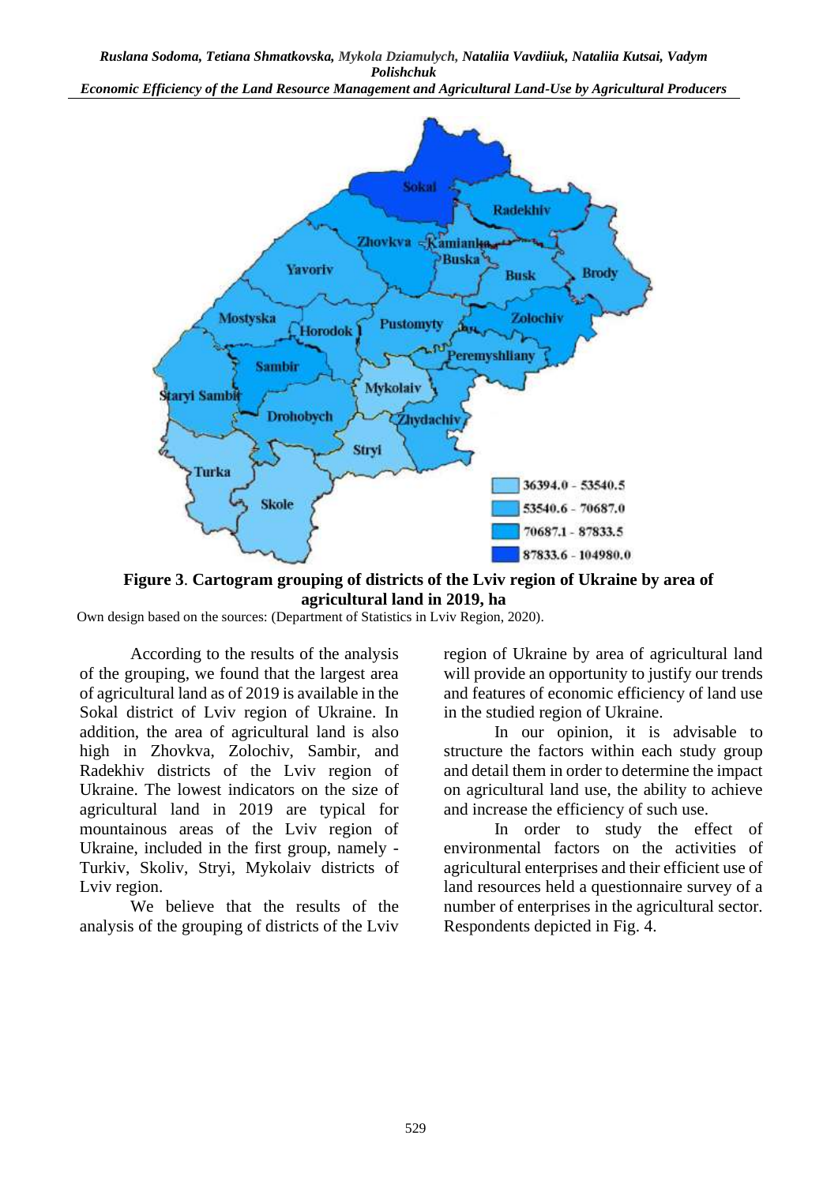Sokal
Radekhiv
Zhovkva
Kamianka-Buska
Yavoriv
Busk
Brody
Mostyska
Horodok
Pustomyty
Zolochiv
Peremyshliany
Sambir
Staryi Sambir
Mykolaiv
Drohobych
Zhydachiv
Stryi
Turka
Skole

36394.0 - 53540.5
53540.6 - 70687.0
70687.1 - 87833.5
87833.6 - 104980.0

**Figure 3**. **Cartogram grouping of districts of the Lviv region of Ukraine by area of agricultural land in 2019, ha**

Own design based on the sources: (Department of Statistics in Lviv Region, 2020).

According to the results of the analysis of the grouping, we found that the largest area of agricultural land as of 2019 is available in the Sokal district of Lviv region of Ukraine. In addition, the area of agricultural land is also high in Zhovkva, Zolochiv, Sambir, and Radekhiv districts of the Lviv region of Ukraine. The lowest indicators on the size of agricultural land in 2019 are typical for mountainous areas of the Lviv region of Ukraine, included in the first group, namely - Turkiv, Skoliv, Stryi, Mykolaiv districts of Lviv region.

We believe that the results of the analysis of the grouping of districts of the Lviv region of Ukraine by area of agricultural land will provide an opportunity to justify our trends and features of economic efficiency of land use in the studied region of Ukraine.

In our opinion, it is advisable to structure the factors within each study group and detail them in order to determine the impact on agricultural land use, the ability to achieve and increase the efficiency of such use.

In order to study the effect of environmental factors on the activities of agricultural enterprises and their efficient use of land resources held a questionnaire survey of a number of enterprises in the agricultural sector. Respondents depicted in Fig. 4.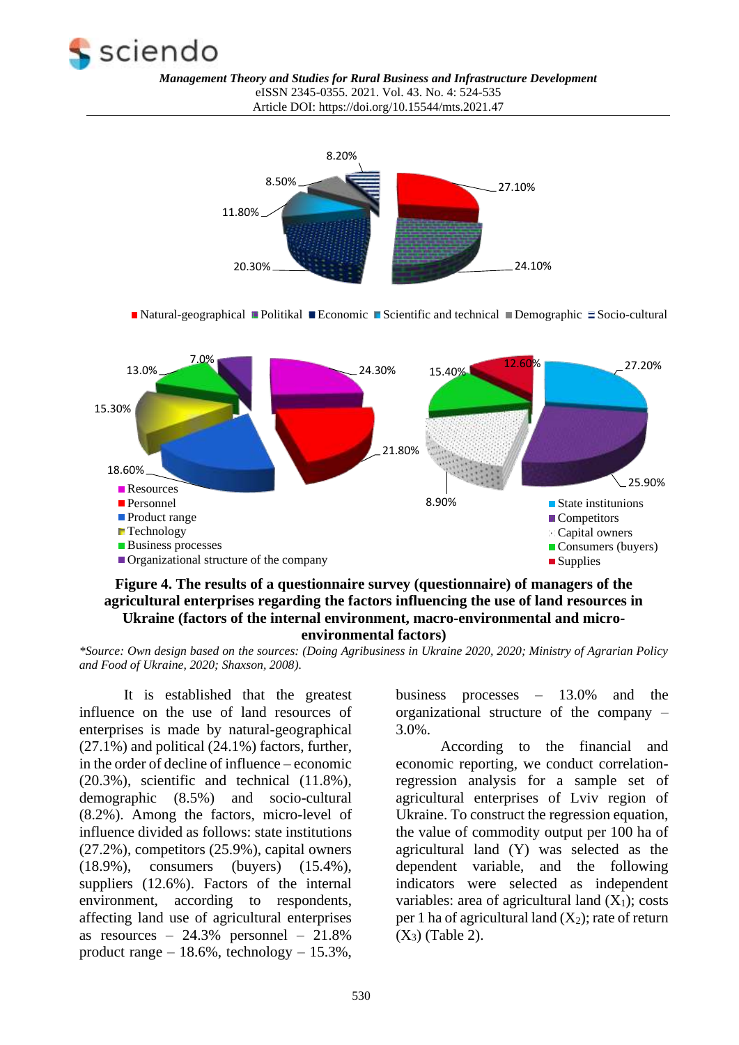8.20%
8.50%
11.80%
20.30%
27.10%
24.10%

Natural-geographical  Politikal  Economic  Scientific and technical  Demographic  Socio-cultural

7.0%
13.0%
15.30%
18.60%
24.30%
21.80%

Resources
Personnel
Product range
Technology
Business processes
Organizational structure of the company

15.40%
12.60%
27.20%
25.90%
8.90%

State institutions
Competitors
Capital owners
Consumers (buyers)
Supplies

**Figure 4. The results of a questionnaire survey (questionnaire) of managers of the agricultural enterprises regarding the factors influencing the use of land resources in Ukraine (factors of the internal environment, macro-environmental and micro-environmental factors)**

*\*Source: Own design based on the sources: (Doing Agribusiness in Ukraine 2020, 2020; Ministry of Agrarian Policy and Food of Ukraine, 2020; Shaxson, 2008).*

It is established that the greatest influence on the use of land resources of enterprises is made by natural-geographical (27.1%) and political (24.1%) factors, further, in the order of decline of influence – economic (20.3%), scientific and technical (11.8%), demographic (8.5%) and socio-cultural (8.2%). Among the factors, micro-level of influence divided as follows: state institutions (27.2%), competitors (25.9%), capital owners (18.9%), consumers (buyers) (15.4%), suppliers (12.6%). Factors of the internal environment, according to respondents, affecting land use of agricultural enterprises as resources – 24.3% personnel – 21.8% product range – 18.6%, technology – 15.3%, business processes – 13.0% and the organizational structure of the company – 3.0%.

According to the financial and economic reporting, we conduct correlation-regression analysis for a sample set of agricultural enterprises of Lviv region of Ukraine. To construct the regression equation, the value of commodity output per 100 ha of agricultural land (Y) was selected as the dependent variable, and the following indicators were selected as independent variables: area of agricultural land ($X_1$); costs per 1 ha of agricultural land ($X_2$); rate of return ($X_3$) (Table 2).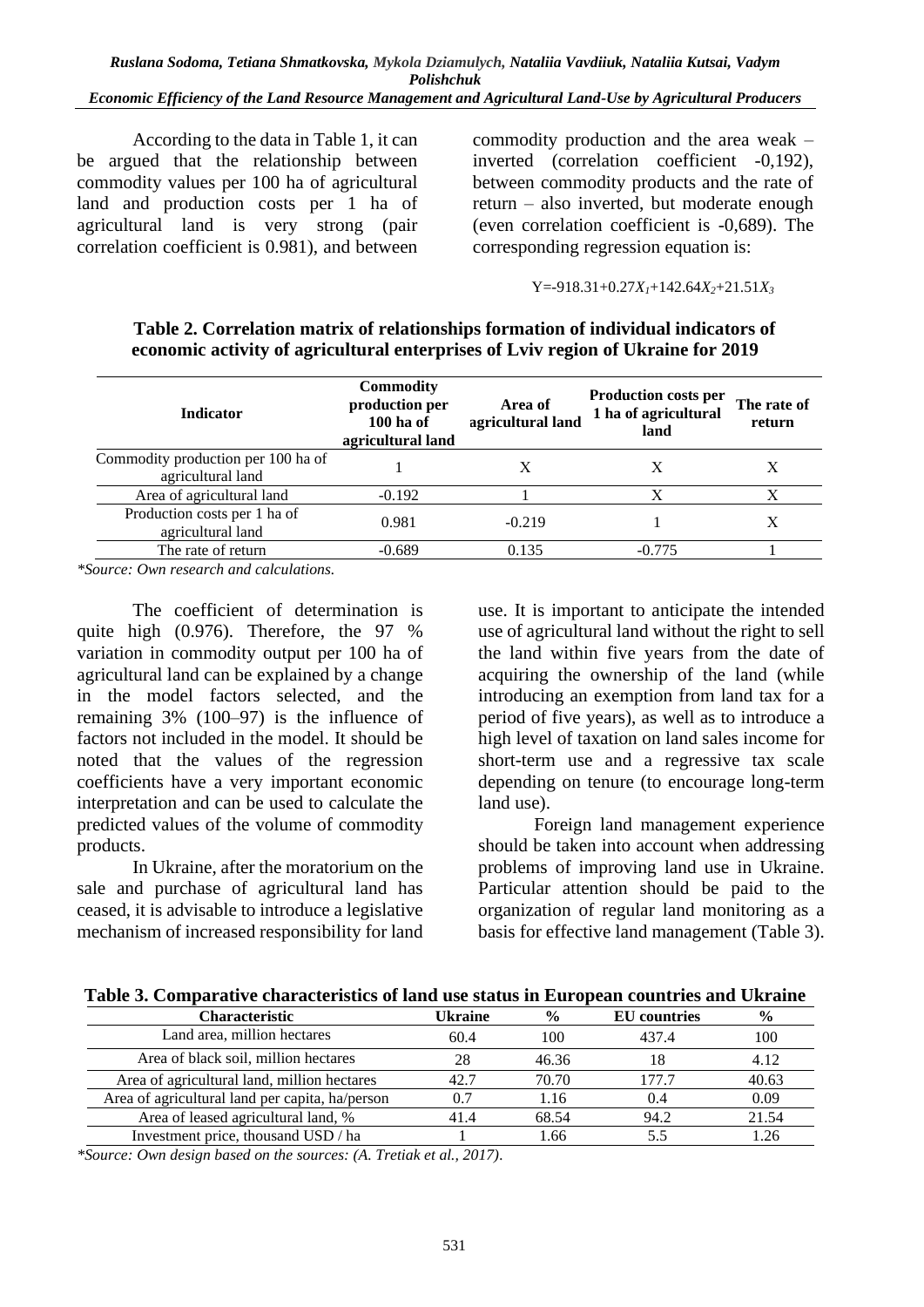According to the data in Table 1, it can be argued that the relationship between commodity values per 100 ha of agricultural land and production costs per 1 ha of agricultural land is very strong (pair correlation coefficient is 0.981), and between commodity production and the area weak – inverted (correlation coefficient -0,192), between commodity products and the rate of return – also inverted, but moderate enough (even correlation coefficient is -0,689). The corresponding regression equation is:

$$Y=-918.31+0.27X_1+142.64X_2+21.51X_3$$

**Table 2. Correlation matrix of relationships formation of individual indicators of economic activity of agricultural enterprises of Lviv region of Ukraine for 2019**

| Indicator | Commodity production per 100 ha of agricultural land | Area of agricultural land | Production costs per 1 ha of agricultural land | The rate of return |
|---|---|---|---|---|
| Commodity production per 100 ha of agricultural land | 1 | X | X | X |
| Area of agricultural land | -0.192 | 1 | X | X |
| Production costs per 1 ha of agricultural land | 0.981 | -0.219 | 1 | X |
| The rate of return | -0.689 | 0.135 | -0.775 | 1 |

*\*Source: Own research and calculations.*

The coefficient of determination is quite high (0.976). Therefore, the 97 % variation in commodity output per 100 ha of agricultural land can be explained by a change in the model factors selected, and the remaining 3% (100–97) is the influence of factors not included in the model. It should be noted that the values of the regression coefficients have a very important economic interpretation and can be used to calculate the predicted values of the volume of commodity products.

In Ukraine, after the moratorium on the sale and purchase of agricultural land has ceased, it is advisable to introduce a legislative mechanism of increased responsibility for land use. It is important to anticipate the intended use of agricultural land without the right to sell the land within five years from the date of acquiring the ownership of the land (while introducing an exemption from land tax for a period of five years), as well as to introduce a high level of taxation on land sales income for short-term use and a regressive tax scale depending on tenure (to encourage long-term land use).

Foreign land management experience should be taken into account when addressing problems of improving land use in Ukraine. Particular attention should be paid to the organization of regular land monitoring as a basis for effective land management (Table 3).

**Table 3. Comparative characteristics of land use status in European countries and Ukraine**

| Characteristic | Ukraine | % | EU countries | % |
|---|---|---|---|---|
| Land area, million hectares | 60.4 | 100 | 437.4 | 100 |
| Area of black soil, million hectares | 28 | 46.36 | 18 | 4.12 |
| Area of agricultural land, million hectares | 42.7 | 70.70 | 177.7 | 40.63 |
| Area of agricultural land per capita, ha/person | 0.7 | 1.16 | 0.4 | 0.09 |
| Area of leased agricultural land, % | 41.4 | 68.54 | 94.2 | 21.54 |
| Investment price, thousand USD / ha | 1 | 1.66 | 5.5 | 1.26 |

*\*Source: Own design based on the sources: (A. Tretiak et al., 2017).*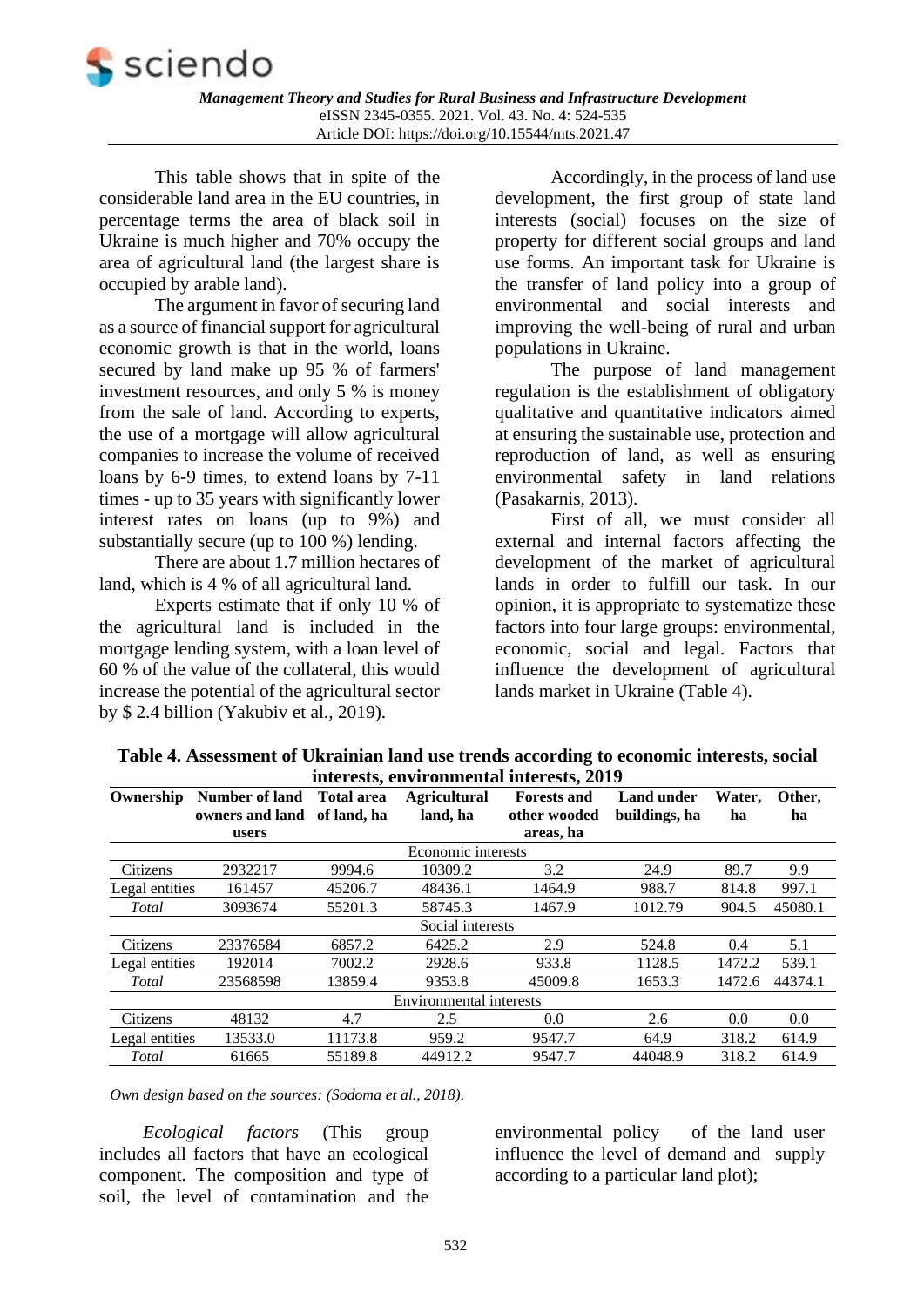This table shows that in spite of the considerable land area in the EU countries, in percentage terms the area of black soil in Ukraine is much higher and 70% occupy the area of agricultural land (the largest share is occupied by arable land).

The argument in favor of securing land as a source of financial support for agricultural economic growth is that in the world, loans secured by land make up 95 % of farmers' investment resources, and only 5 % is money from the sale of land. According to experts, the use of a mortgage will allow agricultural companies to increase the volume of received loans by 6-9 times, to extend loans by 7-11 times - up to 35 years with significantly lower interest rates on loans (up to 9%) and substantially secure (up to 100 %) lending.

There are about 1.7 million hectares of land, which is 4 % of all agricultural land.

Experts estimate that if only 10 % of the agricultural land is included in the mortgage lending system, with a loan level of 60 % of the value of the collateral, this would increase the potential of the agricultural sector by $ 2.4 billion (Yakubiv et al., 2019).

Accordingly, in the process of land use development, the first group of state land interests (social) focuses on the size of property for different social groups and land use forms. An important task for Ukraine is the transfer of land policy into a group of environmental and social interests and improving the well-being of rural and urban populations in Ukraine.

The purpose of land management regulation is the establishment of obligatory qualitative and quantitative indicators aimed at ensuring the sustainable use, protection and reproduction of land, as well as ensuring environmental safety in land relations (Pasakarnis, 2013).

First of all, we must consider all external and internal factors affecting the development of the market of agricultural lands in order to fulfill our task. In our opinion, it is appropriate to systematize these factors into four large groups: environmental, economic, social and legal. Factors that influence the development of agricultural lands market in Ukraine (Table 4).

**Table 4. Assessment of Ukrainian land use trends according to economic interests, social interests, environmental interests, 2019**

| Ownership | Number of land owners and land users | Total area of land, ha | Agricultural land, ha | Forests and other wooded areas, ha | Land under buildings, ha | Water, ha | Other, ha |
|---|---|---|---|---|---|---|---|
| Economic interests | | | | | | | |
| Citizens | 2932217 | 9994.6 | 10309.2 | 3.2 | 24.9 | 89.7 | 9.9 |
| Legal entities | 161457 | 45206.7 | 48436.1 | 1464.9 | 988.7 | 814.8 | 997.1 |
| *Total* | 3093674 | 55201.3 | 58745.3 | 1467.9 | 1012.79 | 904.5 | 45080.1 |
| Social interests | | | | | | | |
| Citizens | 23376584 | 6857.2 | 6425.2 | 2.9 | 524.8 | 0.4 | 5.1 |
| Legal entities | 192014 | 7002.2 | 2928.6 | 933.8 | 1128.5 | 1472.2 | 539.1 |
| *Total* | 23568598 | 13859.4 | 9353.8 | 45009.8 | 1653.3 | 1472.6 | 44374.1 |
| Environmental interests | | | | | | | |
| Citizens | 48132 | 4.7 | 2.5 | 0.0 | 2.6 | 0.0 | 0.0 |
| Legal entities | 13533.0 | 11173.8 | 959.2 | 9547.7 | 64.9 | 318.2 | 614.9 |
| *Total* | 61665 | 55189.8 | 44912.2 | 9547.7 | 44048.9 | 318.2 | 614.9 |

*Own design based on the sources: (Sodoma et al., 2018).*

*Ecological factors* (This group includes all factors that have an ecological component. The composition and type of soil, the level of contamination and the environmental policy of the land user influence the level of demand and supply according to a particular land plot);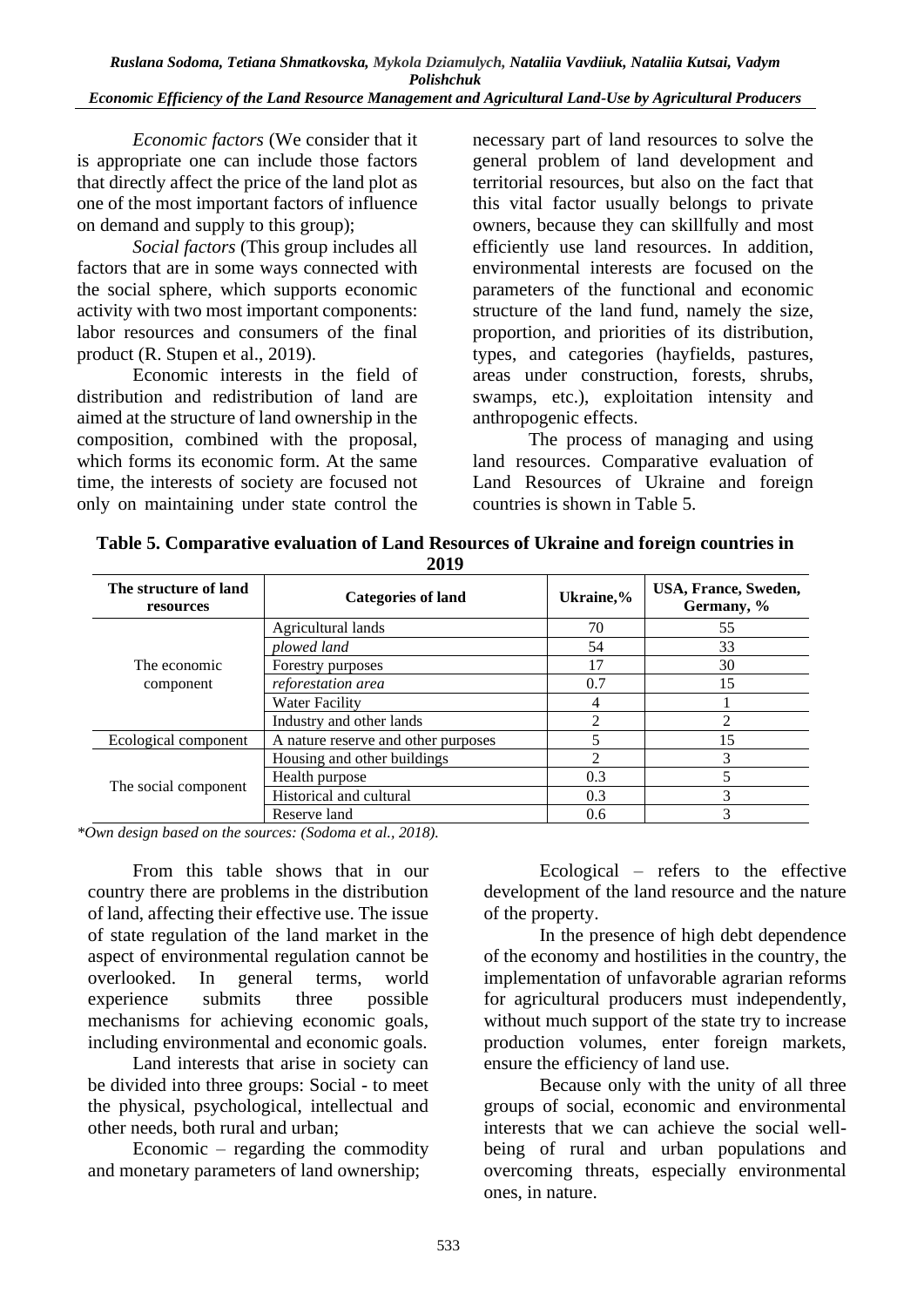*Economic factors* (We consider that it is appropriate one can include those factors that directly affect the price of the land plot as one of the most important factors of influence on demand and supply to this group);

*Social factors* (This group includes all factors that are in some ways connected with the social sphere, which supports economic activity with two most important components: labor resources and consumers of the final product (R. Stupen et al., 2019).

Economic interests in the field of distribution and redistribution of land are aimed at the structure of land ownership in the composition, combined with the proposal, which forms its economic form. At the same time, the interests of society are focused not only on maintaining under state control the necessary part of land resources to solve the general problem of land development and territorial resources, but also on the fact that this vital factor usually belongs to private owners, because they can skillfully and most efficiently use land resources. In addition, environmental interests are focused on the parameters of the functional and economic structure of the land fund, namely the size, proportion, and priorities of its distribution, types, and categories (hayfields, pastures, areas under construction, forests, shrubs, swamps, etc.), exploitation intensity and anthropogenic effects.

The process of managing and using land resources. Comparative evaluation of Land Resources of Ukraine and foreign countries is shown in Table 5.

**Table 5. Comparative evaluation of Land Resources of Ukraine and foreign countries in 2019**

| The structure of land resources | Categories of land | Ukraine,% | USA, France, Sweden, Germany, % |
|---|---|---|---|
| The economic component | Agricultural lands | 70 | 55 |
| | *plowed land* | 54 | 33 |
| | Forestry purposes | 17 | 30 |
| | *reforestation area* | 0.7 | 15 |
| | Water Facility | 4 | 1 |
| | Industry and other lands | 2 | 2 |
| Ecological component | A nature reserve and other purposes | 5 | 15 |
| The social component | Housing and other buildings | 2 | 3 |
| | Health purpose | 0.3 | 5 |
| | Historical and cultural | 0.3 | 3 |
| | Reserve land | 0.6 | 3 |

*\*Own design based on the sources: (Sodoma et al., 2018).*

From this table shows that in our country there are problems in the distribution of land, affecting their effective use. The issue of state regulation of the land market in the aspect of environmental regulation cannot be overlooked. In general terms, world experience submits three possible mechanisms for achieving economic goals, including environmental and economic goals.

Land interests that arise in society can be divided into three groups: Social - to meet the physical, psychological, intellectual and other needs, both rural and urban;

Economic – regarding the commodity and monetary parameters of land ownership;

Ecological – refers to the effective development of the land resource and the nature of the property.

In the presence of high debt dependence of the economy and hostilities in the country, the implementation of unfavorable agrarian reforms for agricultural producers must independently, without much support of the state try to increase production volumes, enter foreign markets, ensure the efficiency of land use.

Because only with the unity of all three groups of social, economic and environmental interests that we can achieve the social well-being of rural and urban populations and overcoming threats, especially environmental ones, in nature.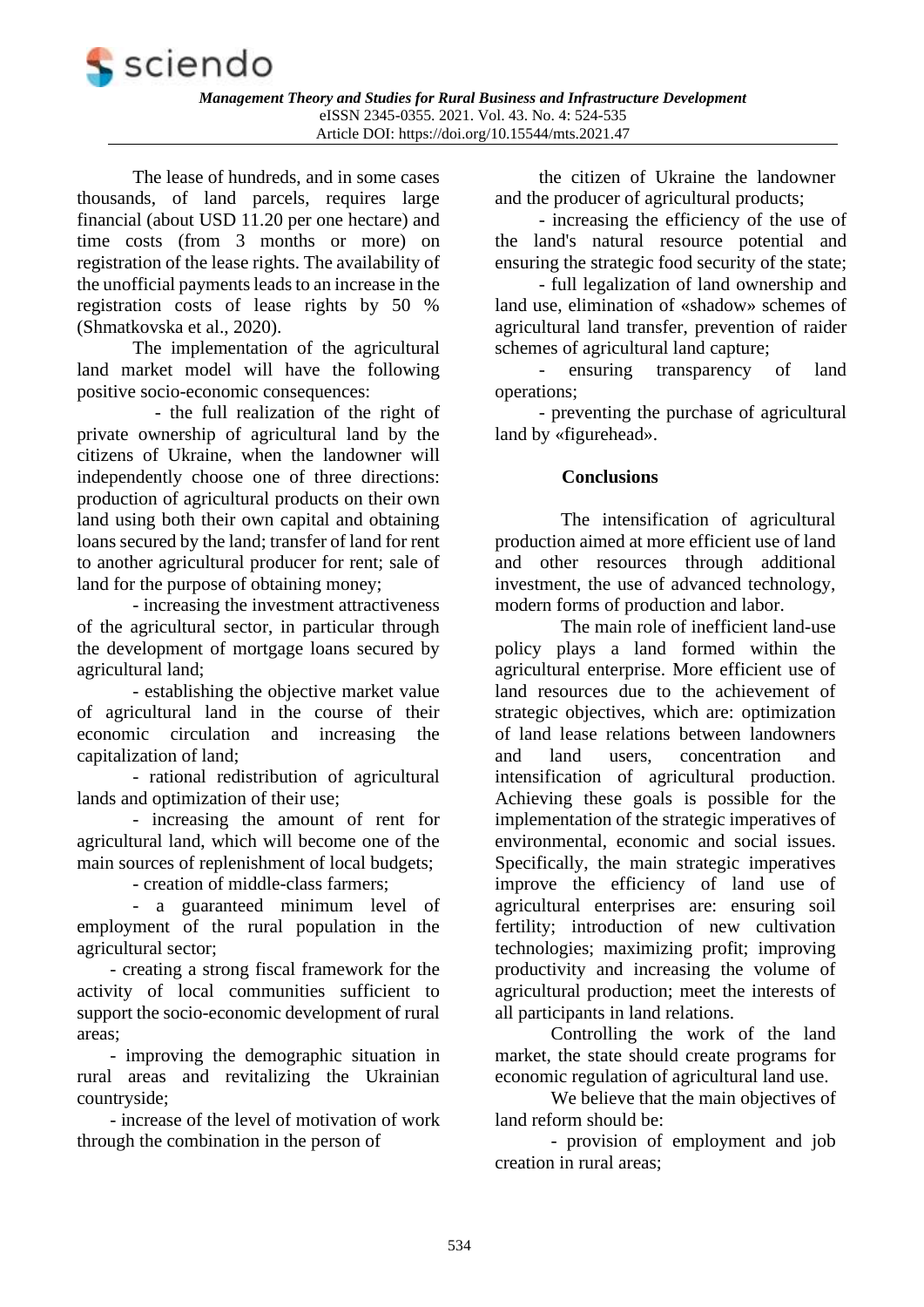The lease of hundreds, and in some cases thousands, of land parcels, requires large financial (about USD 11.20 per one hectare) and time costs (from 3 months or more) on registration of the lease rights. The availability of the unofficial payments leads to an increase in the registration costs of lease rights by 50 % (Shmatkovska et al., 2020).

The implementation of the agricultural land market model will have the following positive socio-economic consequences:

- the full realization of the right of private ownership of agricultural land by the citizens of Ukraine, when the landowner will independently choose one of three directions: production of agricultural products on their own land using both their own capital and obtaining loans secured by the land; transfer of land for rent to another agricultural producer for rent; sale of land for the purpose of obtaining money;
- increasing the investment attractiveness of the agricultural sector, in particular through the development of mortgage loans secured by agricultural land;
- establishing the objective market value of agricultural land in the course of their economic circulation and increasing the capitalization of land;
- rational redistribution of agricultural lands and optimization of their use;
- increasing the amount of rent for agricultural land, which will become one of the main sources of replenishment of local budgets;
- creation of middle-class farmers;
- a guaranteed minimum level of employment of the rural population in the agricultural sector;
- creating a strong fiscal framework for the activity of local communities sufficient to support the socio-economic development of rural areas;
- improving the demographic situation in rural areas and revitalizing the Ukrainian countryside;
- increase of the level of motivation of work through the combination in the person of the citizen of Ukraine the landowner and the producer of agricultural products;
- increasing the efficiency of the use of the land's natural resource potential and ensuring the strategic food security of the state;
- full legalization of land ownership and land use, elimination of «shadow» schemes of agricultural land transfer, prevention of raider schemes of agricultural land capture;
- ensuring transparency of land operations;
- preventing the purchase of agricultural land by «figurehead».

## Conclusions

The intensification of agricultural production aimed at more efficient use of land and other resources through additional investment, the use of advanced technology, modern forms of production and labor.

The main role of inefficient land-use policy plays a land formed within the agricultural enterprise. More efficient use of land resources due to the achievement of strategic objectives, which are: optimization of land lease relations between landowners and land users, concentration and intensification of agricultural production. Achieving these goals is possible for the implementation of the strategic imperatives of environmental, economic and social issues. Specifically, the main strategic imperatives improve the efficiency of land use of agricultural enterprises are: ensuring soil fertility; introduction of new cultivation technologies; maximizing profit; improving productivity and increasing the volume of agricultural production; meet the interests of all participants in land relations.

Controlling the work of the land market, the state should create programs for economic regulation of agricultural land use.

We believe that the main objectives of land reform should be:

- provision of employment and job creation in rural areas;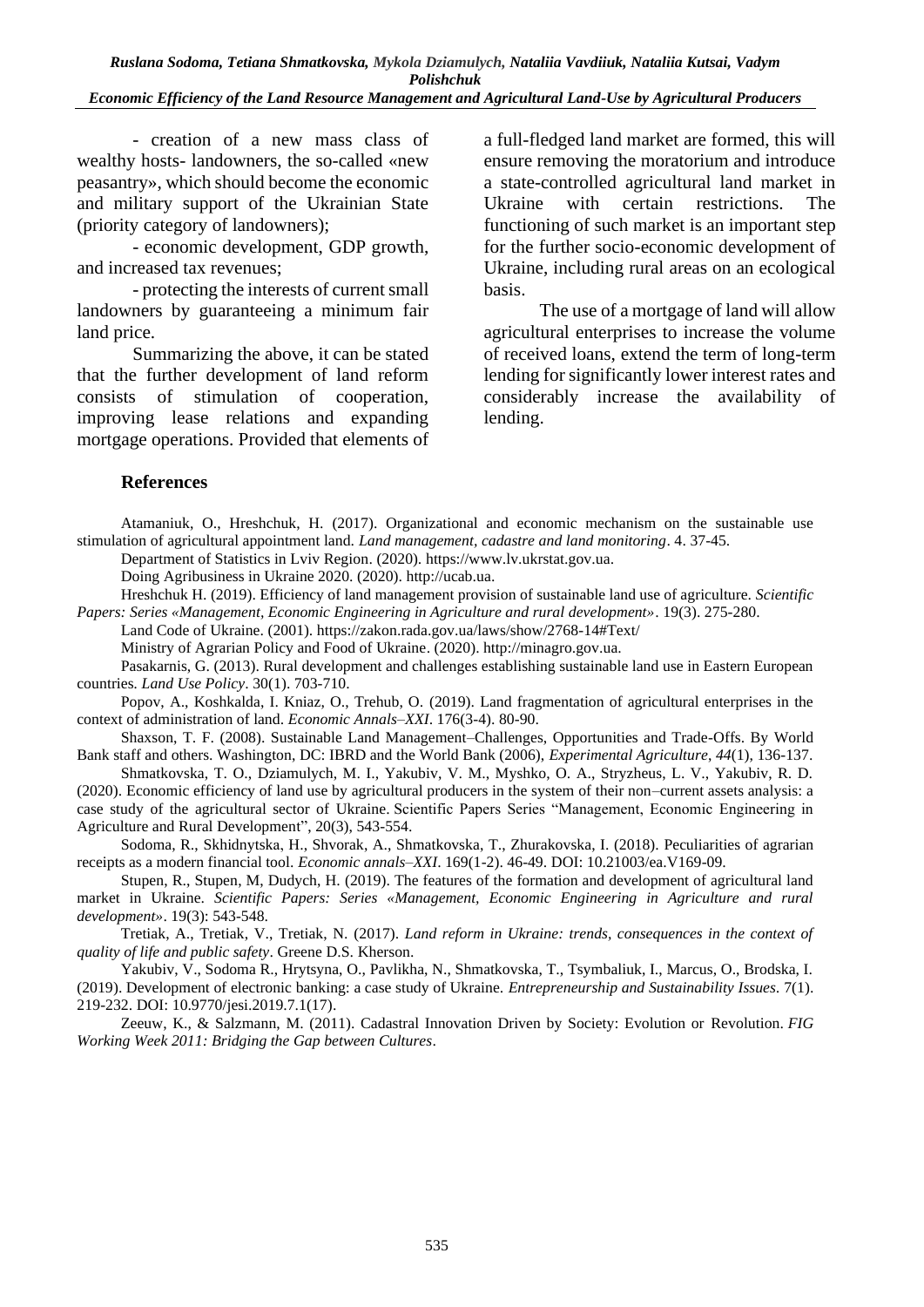- creation of a new mass class of wealthy hosts- landowners, the so-called «new peasantry», which should become the economic and military support of the Ukrainian State (priority category of landowners);

- economic development, GDP growth, and increased tax revenues;

- protecting the interests of current small landowners by guaranteeing a minimum fair land price.

Summarizing the above, it can be stated that the further development of land reform consists of stimulation of cooperation, improving lease relations and expanding mortgage operations. Provided that elements of a full-fledged land market are formed, this will ensure removing the moratorium and introduce a state-controlled agricultural land market in Ukraine with certain restrictions. The functioning of such market is an important step for the further socio-economic development of Ukraine, including rural areas on an ecological basis.

The use of a mortgage of land will allow agricultural enterprises to increase the volume of received loans, extend the term of long-term lending for significantly lower interest rates and considerably increase the availability of lending.

## References

Atamaniuk, O., Hreshchuk, H. (2017). Organizational and economic mechanism on the sustainable use stimulation of agricultural appointment land. *Land management, cadastre and land monitoring*. 4. 37-45.

Department of Statistics in Lviv Region. (2020). https://www.lv.ukrstat.gov.ua.

Doing Agribusiness in Ukraine 2020. (2020). http://ucab.ua.

Hreshchuk H. (2019). Efficiency of land management provision of sustainable land use of agriculture. *Scientific Papers: Series «Management, Economic Engineering in Agriculture and rural development»*. 19(3). 275-280.

Land Code of Ukraine. (2001). https://zakon.rada.gov.ua/laws/show/2768-14#Text/

Ministry of Agrarian Policy and Food of Ukraine. (2020). http://minagro.gov.ua.

Pasakarnis, G. (2013). Rural development and challenges establishing sustainable land use in Eastern European countries. *Land Use Policy*. 30(1). 703-710.

Popov, A., Koshkalda, I. Kniaz, O., Trehub, O. (2019). Land fragmentation of agricultural enterprises in the context of administration of land. *Economic Annals–XXI*. 176(3-4). 80-90.

Shaxson, T. F. (2008). Sustainable Land Management–Challenges, Opportunities and Trade-Offs. By World Bank staff and others. Washington, DC: IBRD and the World Bank (2006), *Experimental Agriculture*, *44*(1), 136-137.

Shmatkovska, T. O., Dziamulych, M. I., Yakubiv, V. M., Myshko, O. A., Stryzheus, L. V., Yakubiv, R. D. (2020). Economic efficiency of land use by agricultural producers in the system of their non–current assets analysis: a case study of the agricultural sector of Ukraine. Scientific Papers Series "Management, Economic Engineering in Agriculture and Rural Development", 20(3), 543-554.

Sodoma, R., Skhidnytska, H., Shvorak, A., Shmatkovska, T., Zhurakovska, I. (2018). Peculiarities of agrarian receipts as a modern financial tool. *Economic annals–XXI*. 169(1-2). 46-49. DOI: 10.21003/ea.V169-09.

Stupen, R., Stupen, M, Dudych, H. (2019). The features of the formation and development of agricultural land market in Ukraine. *Scientific Papers: Series «Management, Economic Engineering in Agriculture and rural development»*. 19(3): 543-548.

Tretiak, A., Tretiak, V., Tretiak, N. (2017). *Land reform in Ukraine: trends, consequences in the context of quality of life and public safety*. Greene D.S. Kherson.

Yakubiv, V., Sodoma R., Hrytsyna, O., Pavlikha, N., Shmatkovska, T., Tsymbaliuk, I., Marcus, O., Brodska, I. (2019). Development of electronic banking: a case study of Ukraine. *Entrepreneurship and Sustainability Issues*. 7(1). 219-232. DOI: 10.9770/jesi.2019.7.1(17).

Zeeuw, K., & Salzmann, M. (2011). Cadastral Innovation Driven by Society: Evolution or Revolution. *FIG Working Week 2011: Bridging the Gap between Cultures*.